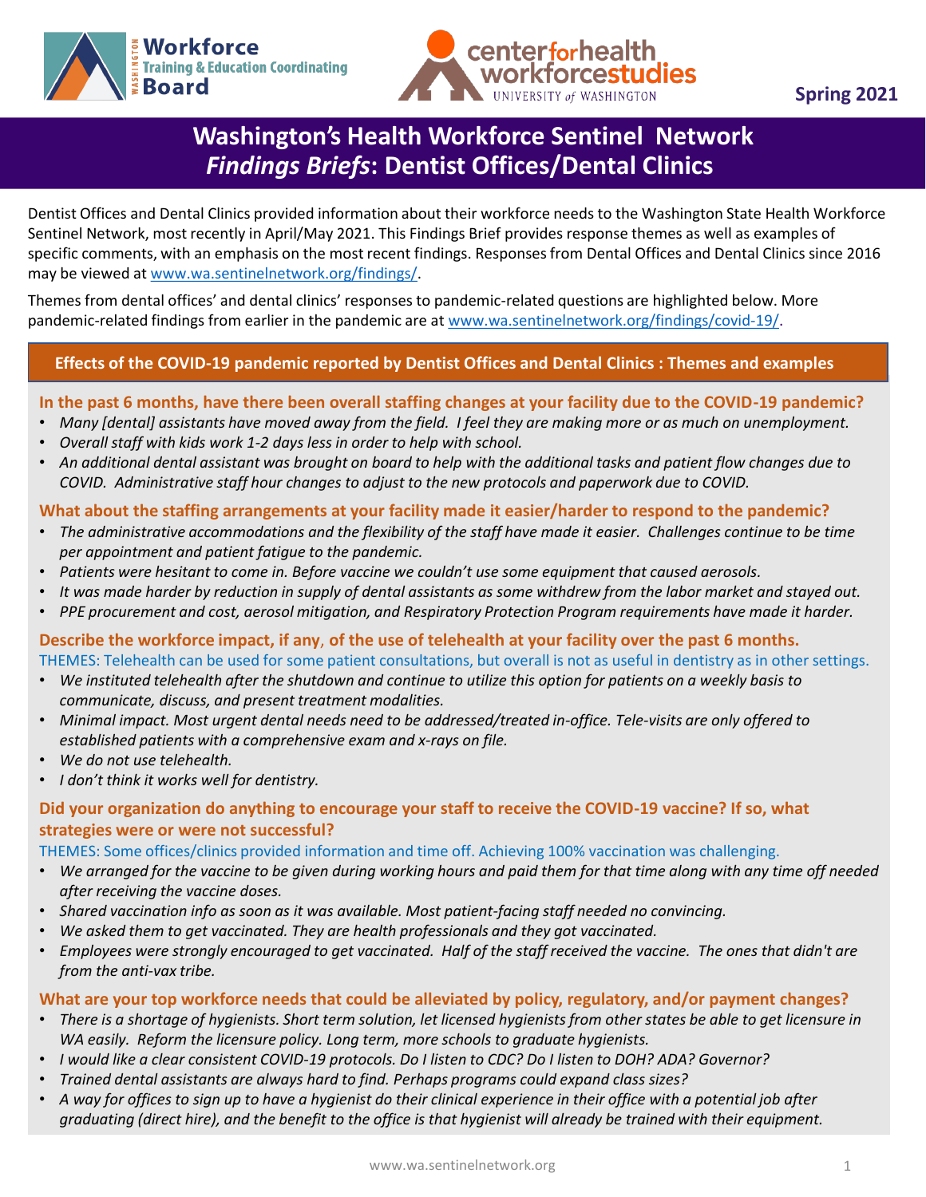Spring 2021

# Washington's Health Workforce Sentinel Network *Findings Briefs*: Dentist Offices/Dental Clinics

Dentist Offices and Dental Clinics provided information about their workforce needs to the Washington State Health Workforce Sentinel Network, most recently in April/May 2021. This Findings Brief provides response themes as well as examples of specific comments, with an emphasis on the most recent findings. Responses from Dental Offices and Dental Clinics since 2016 may be viewed at www.wa.sentinelnetwork.org/findings/.

Themes from dental offices' and dental clinics' responses to pandemic-related questions are highlighted below. More pandemic-related findings from earlier in the pandemic are at www.wa.sentinelnetwork.org/findings/covid-19/.

## Effects of the COVID-19 pandemic reported by Dentist Offices and Dental Clinics : Themes and examples

### In the past 6 months, have there been overall staffing changes at your facility due to the COVID-19 pandemic?

- *Many [dental] assistants have moved away from the field. I feel they are making more or as much on unemployment.*
- *Overall staff with kids work 1-2 days less in order to help with school.*
- *An additional dental assistant was brought on board to help with the additional tasks and patient flow changes due to COVID. Administrative staff hour changes to adjust to the new protocols and paperwork due to COVID.*

### What about the staffing arrangements at your facility made it easier/harder to respond to the pandemic?

- *The administrative accommodations and the flexibility of the staff have made it easier. Challenges continue to be time per appointment and patient fatigue to the pandemic.*
- *Patients were hesitant to come in. Before vaccine we couldn't use some equipment that caused aerosols.*
- *It was made harder by reduction in supply of dental assistants as some withdrew from the labor market and stayed out.*
- *PPE procurement and cost, aerosol mitigation, and Respiratory Protection Program requirements have made it harder.*

### Describe the workforce impact, if any, of the use of telehealth at your facility over the past 6 months.

THEMES: Telehealth can be used for some patient consultations, but overall is not as useful in dentistry as in other settings.

- *We instituted telehealth after the shutdown and continue to utilize this option for patients on a weekly basis to communicate, discuss, and present treatment modalities.*
- *Minimal impact. Most urgent dental needs need to be addressed/treated in-office. Tele-visits are only offered to established patients with a comprehensive exam and x-rays on file.*
- *We do not use telehealth.*
- *I don't think it works well for dentistry.*

### Did your organization do anything to encourage your staff to receive the COVID-19 vaccine? If so, what strategies were or were not successful?

THEMES: Some offices/clinics provided information and time off. Achieving 100% vaccination was challenging.

- *We arranged for the vaccine to be given during working hours and paid them for that time along with any time off needed after receiving the vaccine doses.*
- *Shared vaccination info as soon as it was available. Most patient-facing staff needed no convincing.*
- *We asked them to get vaccinated. They are health professionals and they got vaccinated.*
- *Employees were strongly encouraged to get vaccinated. Half of the staff received the vaccine. The ones that didn't are from the anti-vax tribe.*

### What are your top workforce needs that could be alleviated by policy, regulatory, and/or payment changes?

- *There is a shortage of hygienists. Short term solution, let licensed hygienists from other states be able to get licensure in WA easily. Reform the licensure policy. Long term, more schools to graduate hygienists.*
- *I would like a clear consistent COVID-19 protocols. Do I listen to CDC? Do I listen to DOH? ADA? Governor?*
- *Trained dental assistants are always hard to find. Perhaps programs could expand class sizes?*
- *A way for offices to sign up to have a hygienist do their clinical experience in their office with a potential job after graduating (direct hire), and the benefit to the office is that hygienist will already be trained with their equipment.*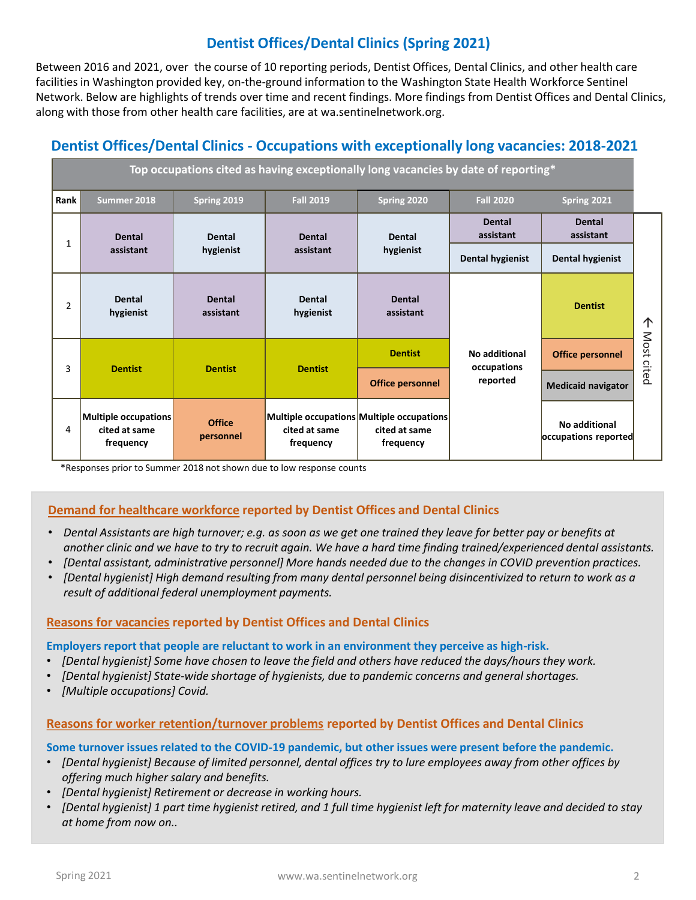## Dentist Offices/Dental Clinics (Spring 2021)

Between 2016 and 2021, over the course of 10 reporting periods, Dentist Offices, Dental Clinics, and other health care facilities in Washington provided key, on-the-ground information to the Washington State Health Workforce Sentinel Network. Below are highlights of trends over time and recent findings. More findings from Dentist Offices and Dental Clinics, along with those from other health care facilities, are at wa.sentinelnetwork.org.

## Dentist Offices/Dental Clinics - Occupations with exceptionally long vacancies: 2018-2021

Top occupations cited as having exceptionally long vacancies by date of reporting*

| Rank | Summer 2018 | Spring 2019 | Fall 2019 | Spring 2020 | Fall 2020 | Spring 2021 |
|---|---|---|---|---|---|---|
| 1 | Dental assistant | Dental hygienist | Dental assistant | Dental hygienist | Dental assistant; Dental hygienist | Dental assistant; Dental hygienist |
| 2 | Dental hygienist | Dental assistant | Dental hygienist | Dental assistant | No additional occupations reported | Dentist |
| 3 | Dentist | Dentist | Dentist | Dentist; Office personnel | | Office personnel; Medicaid navigator |
| 4 | Multiple occupations cited at same frequency | Office personnel | Multiple occupations cited at same frequency | Multiple occupations cited at same frequency | | No additional occupations reported |

↑ Most cited

*Responses prior to Summer 2018 not shown due to low response counts

### Demand for healthcare workforce reported by Dentist Offices and Dental Clinics

- *Dental Assistants are high turnover; e.g. as soon as we get one trained they leave for better pay or benefits at another clinic and we have to try to recruit again. We have a hard time finding trained/experienced dental assistants.*
- *[Dental assistant, administrative personnel] More hands needed due to the changes in COVID prevention practices.*
- *[Dental hygienist] High demand resulting from many dental personnel being disincentivized to return to work as a result of additional federal unemployment payments.*

### Reasons for vacancies reported by Dentist Offices and Dental Clinics

**Employers report that people are reluctant to work in an environment they perceive as high-risk.**

- *[Dental hygienist] Some have chosen to leave the field and others have reduced the days/hours they work.*
- *[Dental hygienist] State-wide shortage of hygienists, due to pandemic concerns and general shortages.*
- *[Multiple occupations] Covid.*

### Reasons for worker retention/turnover problems reported by Dentist Offices and Dental Clinics

**Some turnover issues related to the COVID-19 pandemic, but other issues were present before the pandemic.**

- *[Dental hygienist] Because of limited personnel, dental offices try to lure employees away from other offices by offering much higher salary and benefits.*
- *[Dental hygienist] Retirement or decrease in working hours.*
- *[Dental hygienist] 1 part time hygienist retired, and 1 full time hygienist left for maternity leave and decided to stay at home from now on..*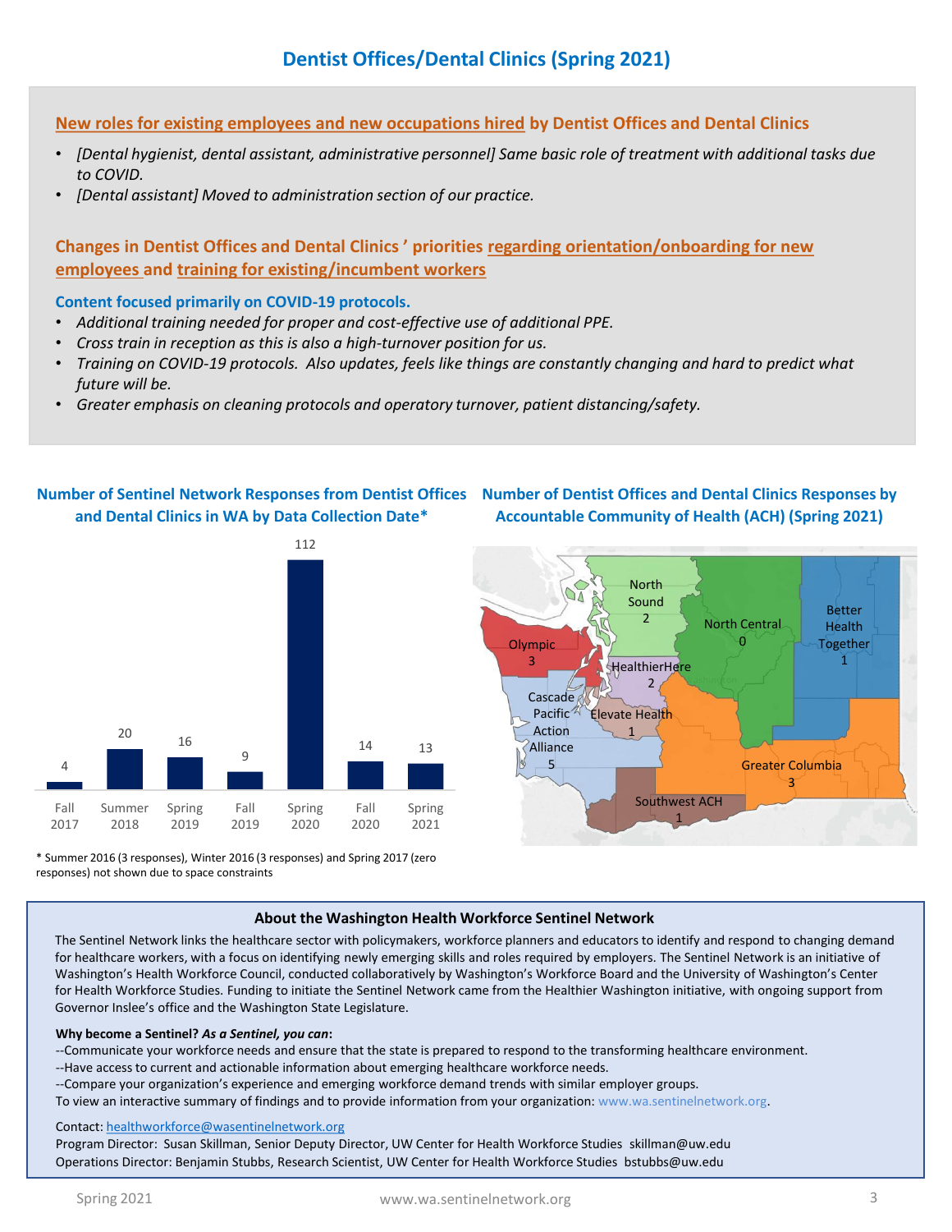# Dentist Offices/Dental Clinics (Spring 2021)

## New roles for existing employees and new occupations hired by Dentist Offices and Dental Clinics

- *[Dental hygienist, dental assistant, administrative personnel] Same basic role of treatment with additional tasks due to COVID.*
- *[Dental assistant] Moved to administration section of our practice.*

## Changes in Dentist Offices and Dental Clinics ' priorities regarding orientation/onboarding for new employees and training for existing/incumbent workers

### Content focused primarily on COVID-19 protocols.

- *Additional training needed for proper and cost-effective use of additional PPE.*
- *Cross train in reception as this is also a high-turnover position for us.*
- *Training on COVID-19 protocols. Also updates, feels like things are constantly changing and hard to predict what future will be.*
- *Greater emphasis on cleaning protocols and operatory turnover, patient distancing/safety.*

### Number of Sentinel Network Responses from Dentist Offices and Dental Clinics in WA by Data Collection Date*

Fall 2017: 4
Summer 2018: 20
Spring 2019: 16
Fall 2019: 9
Spring 2020: 112
Fall 2020: 14
Spring 2021: 13

\* Summer 2016 (3 responses), Winter 2016 (3 responses) and Spring 2017 (zero responses) not shown due to space constraints

### Number of Dentist Offices and Dental Clinics Responses by Accountable Community of Health (ACH) (Spring 2021)

North Sound 2
North Central 0
Better Health Together 1
Olympic 3
HealthierHere 2
Cascade Pacific Action Alliance 5
Elevate Health 1
Greater Columbia 3
Southwest ACH 1

### About the Washington Health Workforce Sentinel Network

The Sentinel Network links the healthcare sector with policymakers, workforce planners and educators to identify and respond to changing demand for healthcare workers, with a focus on identifying newly emerging skills and roles required by employers. The Sentinel Network is an initiative of Washington's Health Workforce Council, conducted collaboratively by Washington's Workforce Board and the University of Washington's Center for Health Workforce Studies. Funding to initiate the Sentinel Network came from the Healthier Washington initiative, with ongoing support from Governor Inslee's office and the Washington State Legislature.

**Why become a Sentinel? *As a Sentinel, you can*:**

--Communicate your workforce needs and ensure that the state is prepared to respond to the transforming healthcare environment.
--Have access to current and actionable information about emerging healthcare workforce needs.
--Compare your organization's experience and emerging workforce demand trends with similar employer groups.
To view an interactive summary of findings and to provide information from your organization: www.wa.sentinelnetwork.org.

Contact: healthworkforce@wasentinelnetwork.org
Program Director: Susan Skillman, Senior Deputy Director, UW Center for Health Workforce Studies skillman@uw.edu
Operations Director: Benjamin Stubbs, Research Scientist, UW Center for Health Workforce Studies bstubbs@uw.edu